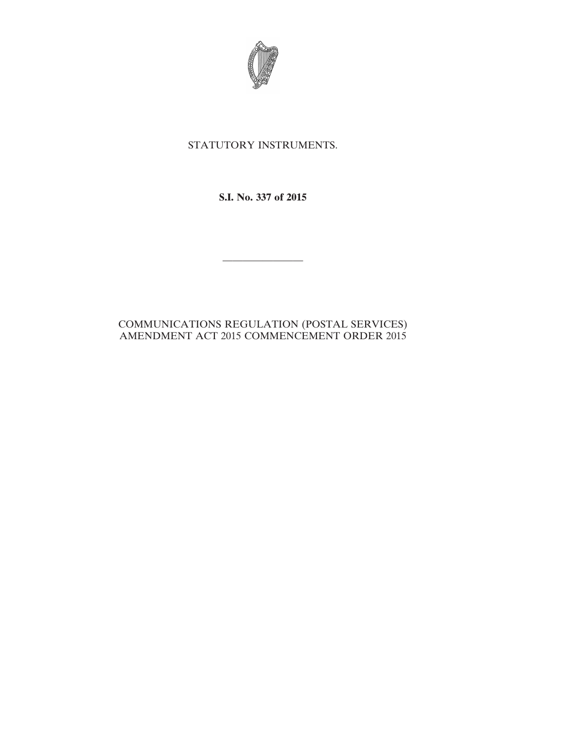STATUTORY INSTRUMENTS.

**S.I. No. 337 of 2015**

---

COMMUNICATIONS REGULATION (POSTAL SERVICES) AMENDMENT ACT 2015 COMMENCEMENT ORDER 2015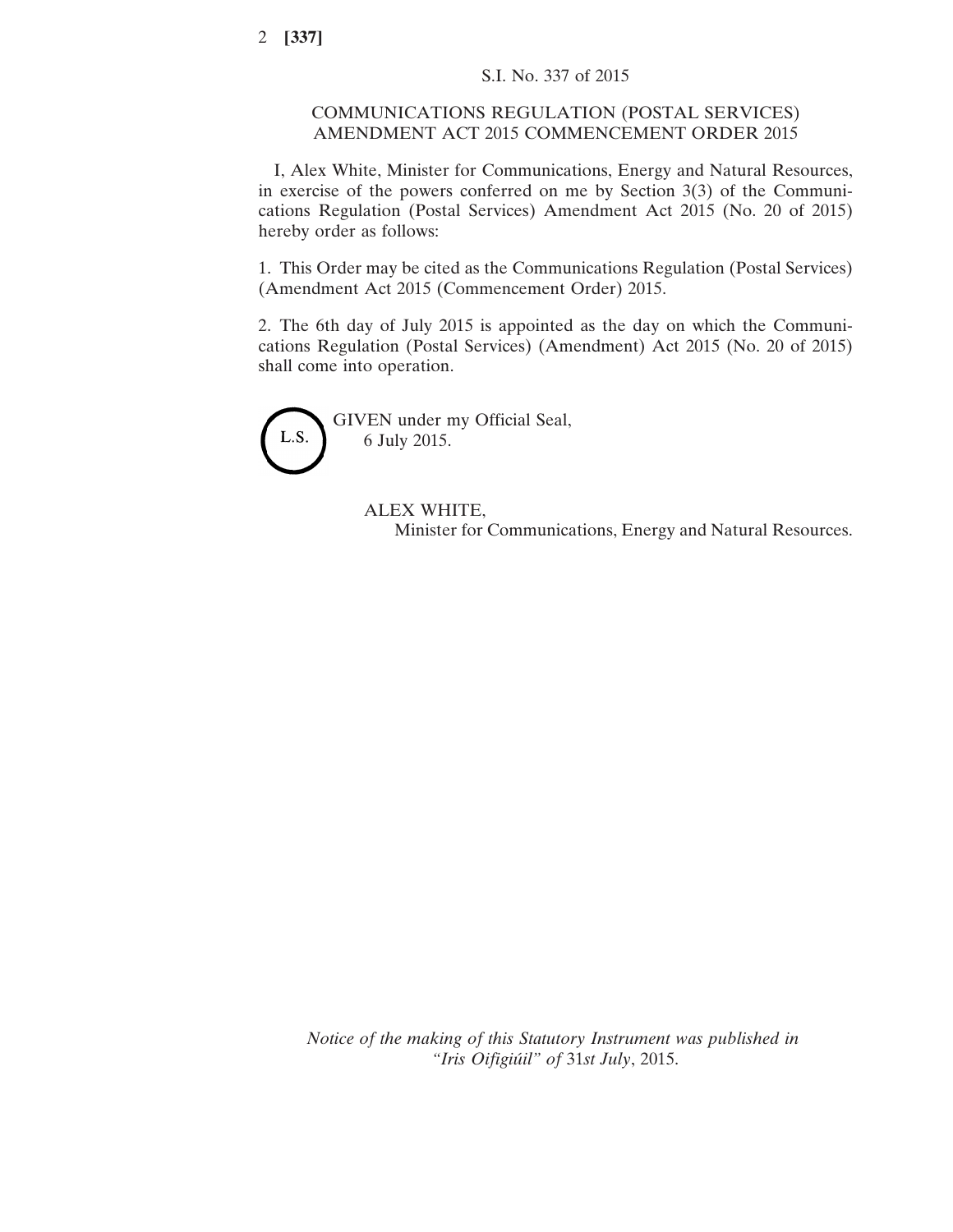S.I. No. 337 of 2015

# COMMUNICATIONS REGULATION (POSTAL SERVICES) AMENDMENT ACT 2015 COMMENCEMENT ORDER 2015

I, Alex White, Minister for Communications, Energy and Natural Resources, in exercise of the powers conferred on me by Section 3(3) of the Communications Regulation (Postal Services) Amendment Act 2015 (No. 20 of 2015) hereby order as follows:

1. This Order may be cited as the Communications Regulation (Postal Services) (Amendment Act 2015 (Commencement Order) 2015.

2. The 6th day of July 2015 is appointed as the day on which the Communications Regulation (Postal Services) (Amendment) Act 2015 (No. 20 of 2015) shall come into operation.

L.S.

GIVEN under my Official Seal,
6 July 2015.

ALEX WHITE,
Minister for Communications, Energy and Natural Resources.

*Notice of the making of this Statutory Instrument was published in "Iris Oifigiúil" of* 31*st July*, 2015.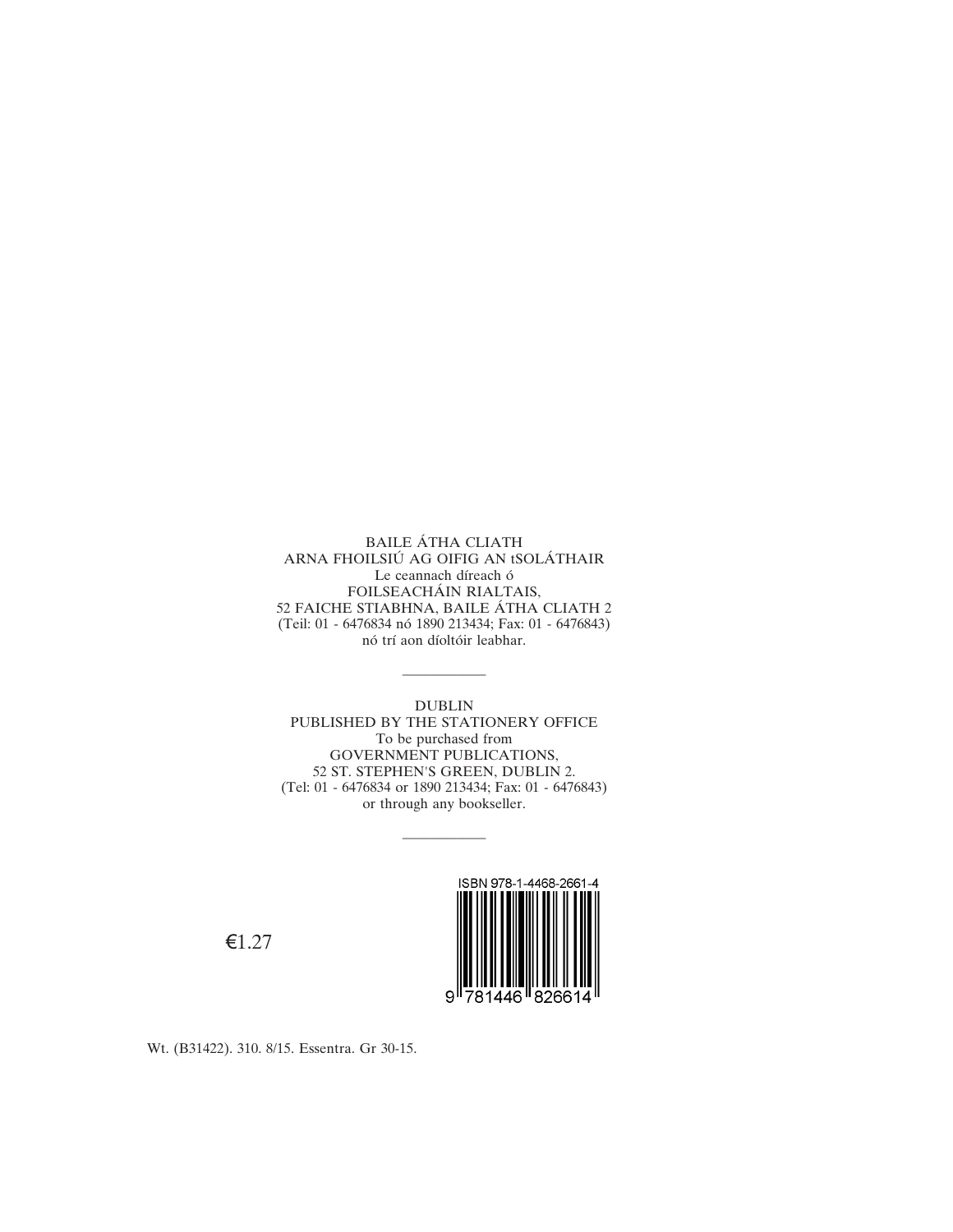BAILE ÁTHA CLIATH
ARNA FHOILSIÚ AG OIFIG AN tSOLÁTHAIR
Le ceannach díreach ó
FOILSEACHÁIN RIALTAIS,
52 FAICHE STIABHNA, BAILE ÁTHA CLIATH 2
(Teil: 01 - 6476834 nó 1890 213434; Fax: 01 - 6476843)
nó trí aon díoltóir leabhar.

---

DUBLIN
PUBLISHED BY THE STATIONERY OFFICE
To be purchased from
GOVERNMENT PUBLICATIONS,
52 ST. STEPHEN'S GREEN, DUBLIN 2.
(Tel: 01 - 6476834 or 1890 213434; Fax: 01 - 6476843)
or through any bookseller.

---

ISBN 978-1-4468-2661-4

9 781446 826614

€1.27

Wt. (B31422). 310. 8/15. Essentra. Gr 30-15.